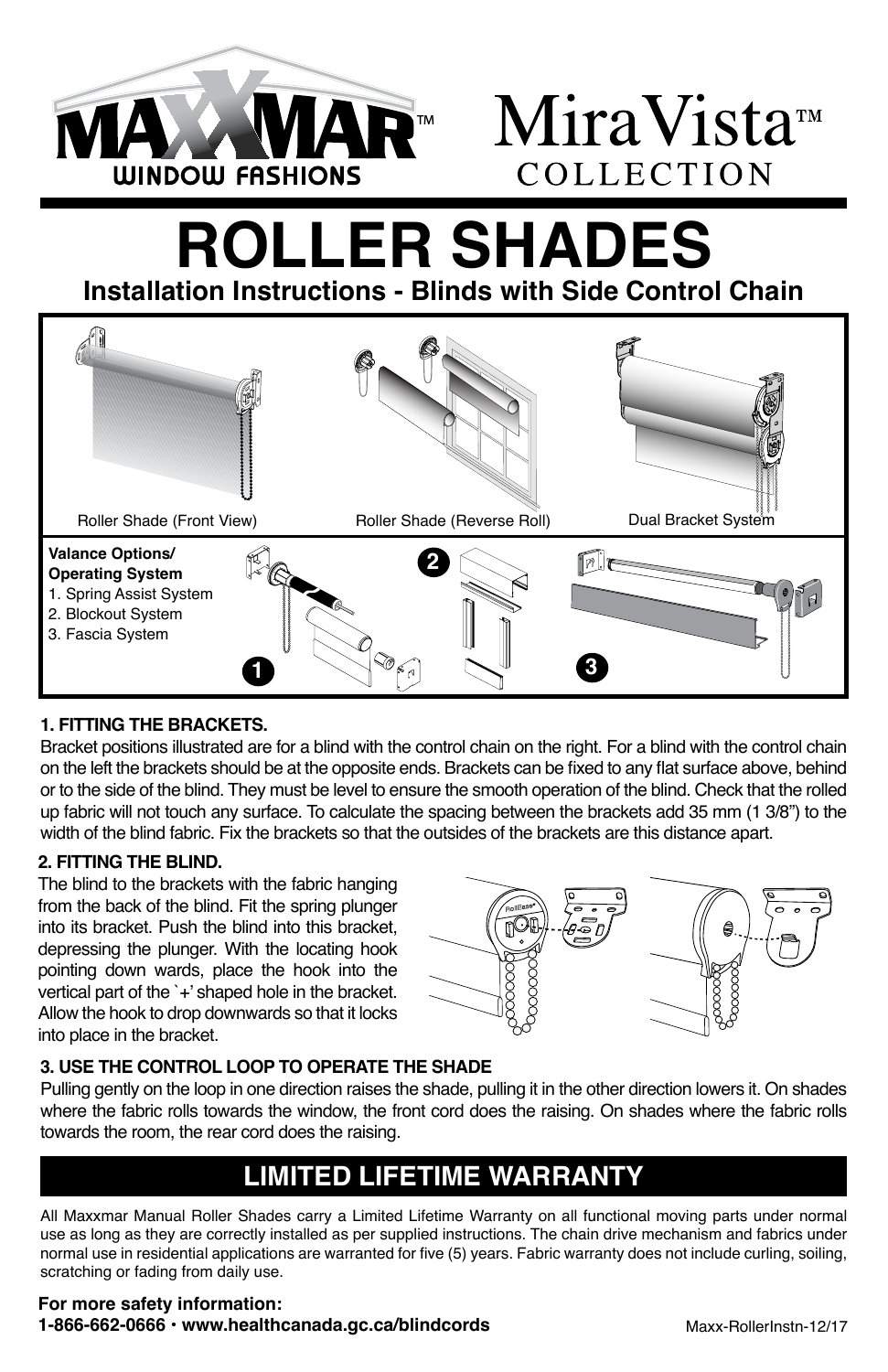MAXXMAR™ WINDOW FASHIONS

MiraVista™ COLLECTION

# ROLLER SHADES

## Installation Instructions - Blinds with Side Control Chain

Roller Shade (Front View)

Roller Shade (Reverse Roll)

Dual Bracket System

**Valance Options/ Operating System**

1. Spring Assist System
2. Blockout System
3. Fascia System

**1. FITTING THE BRACKETS.**

Bracket positions illustrated are for a blind with the control chain on the right. For a blind with the control chain on the left the brackets should be at the opposite ends. Brackets can be fixed to any flat surface above, behind or to the side of the blind. They must be level to ensure the smooth operation of the blind. Check that the rolled up fabric will not touch any surface. To calculate the spacing between the brackets add 35 mm (1 3/8") to the width of the blind fabric. Fix the brackets so that the outsides of the brackets are this distance apart.

**2. FITTING THE BLIND.**

The blind to the brackets with the fabric hanging from the back of the blind. Fit the spring plunger into its bracket. Push the blind into this bracket, depressing the plunger. With the locating hook pointing down wards, place the hook into the vertical part of the `+' shaped hole in the bracket. Allow the hook to drop downwards so that it locks into place in the bracket.

**3. USE THE CONTROL LOOP TO OPERATE THE SHADE**

Pulling gently on the loop in one direction raises the shade, pulling it in the other direction lowers it. On shades where the fabric rolls towards the window, the front cord does the raising. On shades where the fabric rolls towards the room, the rear cord does the raising.

## LIMITED LIFETIME WARRANTY

All Maxxmar Manual Roller Shades carry a Limited Lifetime Warranty on all functional moving parts under normal use as long as they are correctly installed as per supplied instructions. The chain drive mechanism and fabrics under normal use in residential applications are warranted for five (5) years. Fabric warranty does not include curling, soiling, scratching or fading from daily use.

**For more safety information:**
**1-866-662-0666 · www.healthcanada.gc.ca/blindcords**

Maxx-RollerInstn-12/17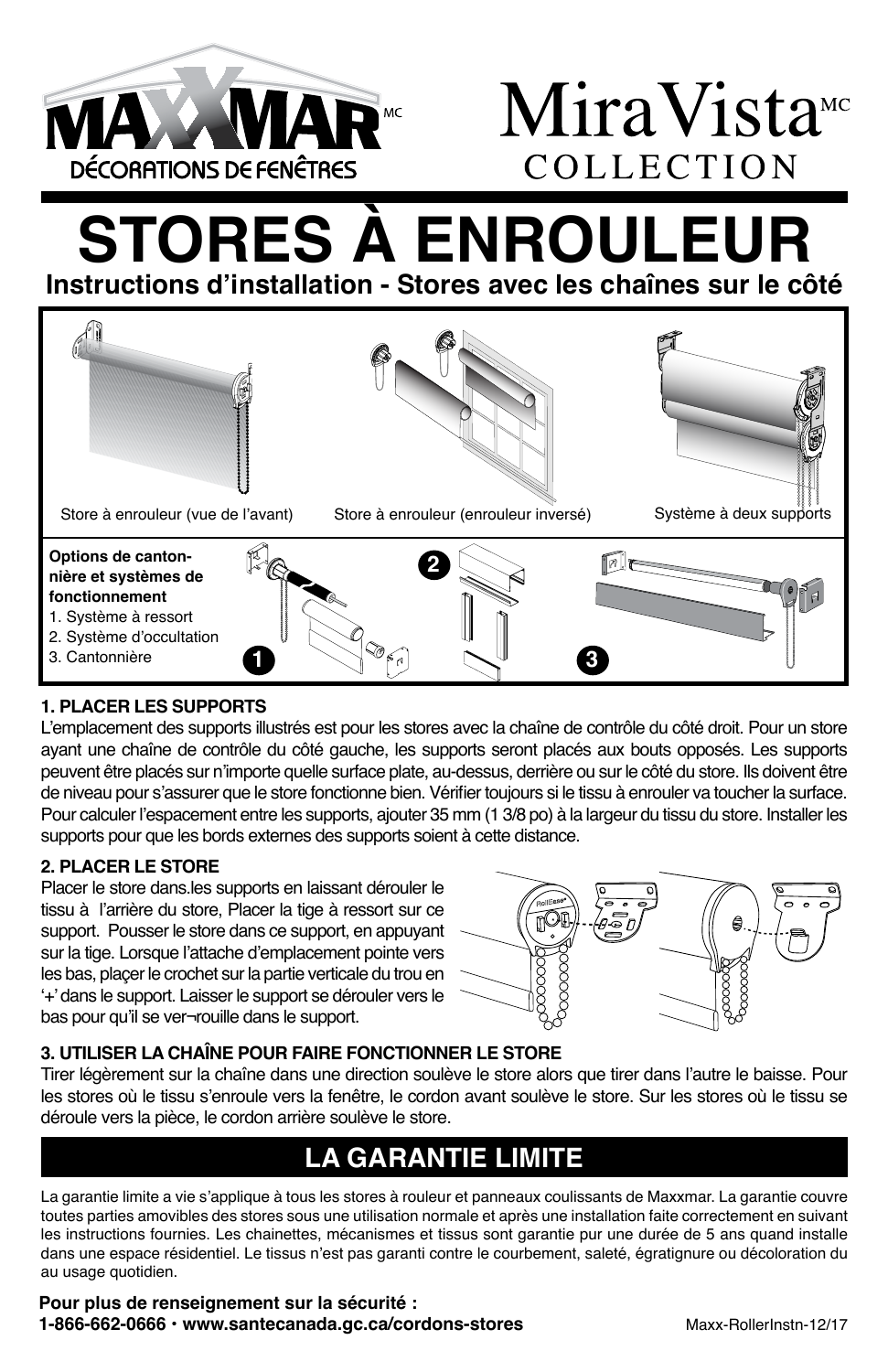MAXXMAR[MC]

DÉCORATIONS DE FENÊTRES

MiraVista[MC]

COLLECTION

# STORES À ENROULEUR

## Instructions d'installation - Stores avec les chaînes sur le côté

Store à enrouleur (vue de l'avant)

Store à enrouleur (enrouleur inversé)

Système à deux supports

**Options de cantonnière et systèmes de fonctionnement**
1. Système à ressort
2. Système d'occultation
3. Cantonnière

### 1. PLACER LES SUPPORTS

L'emplacement des supports illustrés est pour les stores avec la chaîne de contrôle du côté droit. Pour un store ayant une chaîne de contrôle du côté gauche, les supports seront placés aux bouts opposés. Les supports peuvent être placés sur n'importe quelle surface plate, au-dessus, derrière ou sur le côté du store. Ils doivent être de niveau pour s'assurer que le store fonctionne bien. Vérifier toujours si le tissu à enrouler va toucher la surface. Pour calculer l'espacement entre les supports, ajouter 35 mm (1 3/8 po) à la largeur du tissu du store. Installer les supports pour que les bords externes des supports soient à cette distance.

### 2. PLACER LE STORE

Placer le store dans.les supports en laissant dérouler le tissu à l'arrière du store, Placer la tige à ressort sur ce support. Pousser le store dans ce support, en appuyant sur la tige. Lorsque l'attache d'emplacement pointe vers les bas, plaçer le crochet sur la partie verticale du trou en '+' dans le support. Laisser le support se dérouler vers le bas pour qu'il se ver¬rouille dans le support.

### 3. UTILISER LA CHAÎNE POUR FAIRE FONCTIONNER LE STORE

Tirer légèrement sur la chaîne dans une direction soulève le store alors que tirer dans l'autre le baisse. Pour les stores où le tissu s'enroule vers la fenêtre, le cordon avant soulève le store. Sur les stores où le tissu se déroule vers la pièce, le cordon arrière soulève le store.

## LA GARANTIE LIMITE

La garantie limite a vie s'applique à tous les stores à rouleur et panneaux coulissants de Maxxmar. La garantie couvre toutes parties amovibles des stores sous une utilisation normale et après une installation faite correctement en suivant les instructions fournies. Les chainettes, mécanismes et tissus sont garantie pur une durée de 5 ans quand installe dans une espace résidentiel. Le tissus n'est pas garanti contre le courbement, saleté, égratignure ou décoloration du au usage quotidien.

**Pour plus de renseignement sur la sécurité :**
**1-866-662-0666 • www.santecanada.gc.ca/cordons-stores**

Maxx-RollerInstn-12/17